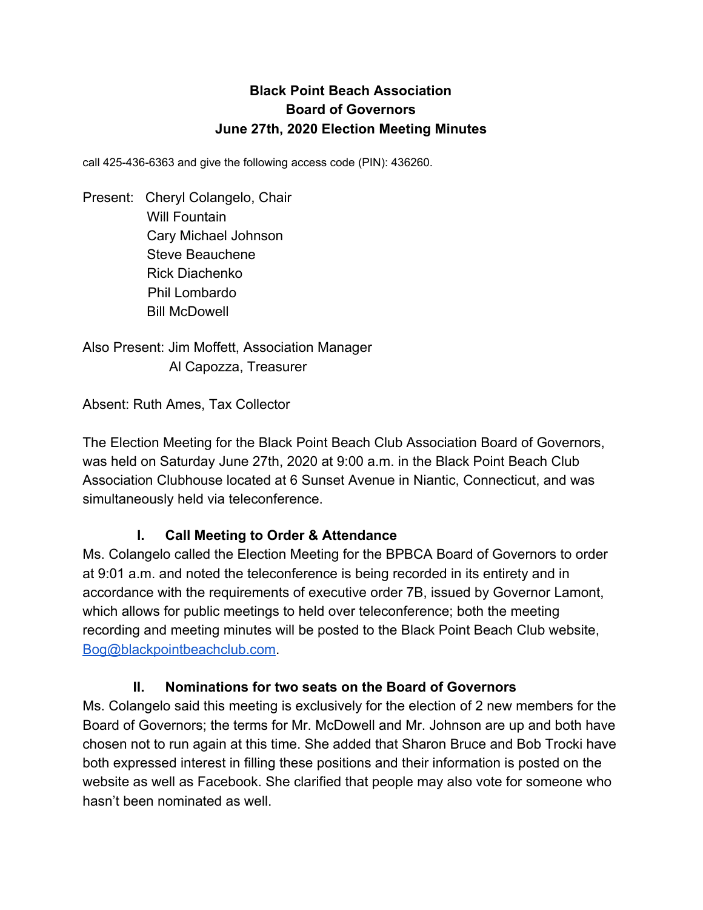# Black Point Beach Association
## Board of Governors
## June 27th, 2020 Election Meeting Minutes

call 425-436-6363 and give the following access code (PIN): 436260.

Present: Cheryl Colangelo, Chair
Will Fountain
Cary Michael Johnson
Steve Beauchene
Rick Diachenko
Phil Lombardo
Bill McDowell

Also Present: Jim Moffett, Association Manager
Al Capozza, Treasurer

Absent: Ruth Ames, Tax Collector

The Election Meeting for the Black Point Beach Club Association Board of Governors, was held on Saturday June 27th, 2020 at 9:00 a.m. in the Black Point Beach Club Association Clubhouse located at 6 Sunset Avenue in Niantic, Connecticut, and was simultaneously held via teleconference.

### I. Call Meeting to Order & Attendance

Ms. Colangelo called the Election Meeting for the BPBCA Board of Governors to order at 9:01 a.m. and noted the teleconference is being recorded in its entirety and in accordance with the requirements of executive order 7B, issued by Governor Lamont, which allows for public meetings to held over teleconference; both the meeting recording and meeting minutes will be posted to the Black Point Beach Club website, Bog@blackpointbeachclub.com.

### II. Nominations for two seats on the Board of Governors

Ms. Colangelo said this meeting is exclusively for the election of 2 new members for the Board of Governors; the terms for Mr. McDowell and Mr. Johnson are up and both have chosen not to run again at this time. She added that Sharon Bruce and Bob Trocki have both expressed interest in filling these positions and their information is posted on the website as well as Facebook. She clarified that people may also vote for someone who hasn't been nominated as well.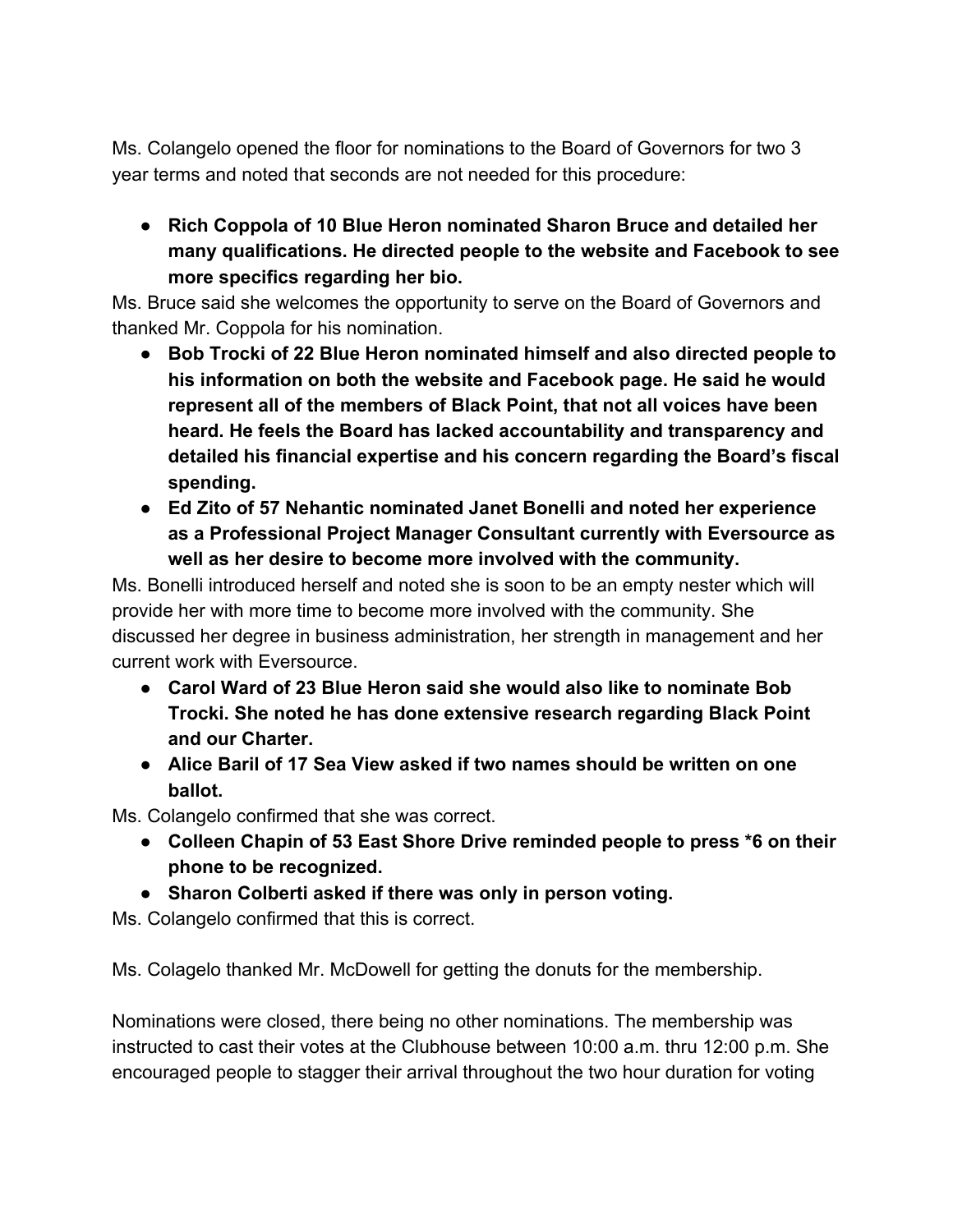Ms. Colangelo opened the floor for nominations to the Board of Governors for two 3 year terms and noted that seconds are not needed for this procedure:

- **Rich Coppola of 10 Blue Heron nominated Sharon Bruce and detailed her many qualifications. He directed people to the website and Facebook to see more specifics regarding her bio.**

Ms. Bruce said she welcomes the opportunity to serve on the Board of Governors and thanked Mr. Coppola for his nomination.

- **Bob Trocki of 22 Blue Heron nominated himself and also directed people to his information on both the website and Facebook page. He said he would represent all of the members of Black Point, that not all voices have been heard. He feels the Board has lacked accountability and transparency and detailed his financial expertise and his concern regarding the Board's fiscal spending.**
- **Ed Zito of 57 Nehantic nominated Janet Bonelli and noted her experience as a Professional Project Manager Consultant currently with Eversource as well as her desire to become more involved with the community.**

Ms. Bonelli introduced herself and noted she is soon to be an empty nester which will provide her with more time to become more involved with the community. She discussed her degree in business administration, her strength in management and her current work with Eversource.

- **Carol Ward of 23 Blue Heron said she would also like to nominate Bob Trocki. She noted he has done extensive research regarding Black Point and our Charter.**
- **Alice Baril of 17 Sea View asked if two names should be written on one ballot.**

Ms. Colangelo confirmed that she was correct.

- **Colleen Chapin of 53 East Shore Drive reminded people to press *6 on their phone to be recognized.**
- **Sharon Colberti asked if there was only in person voting.**

Ms. Colangelo confirmed that this is correct.

Ms. Colagelo thanked Mr. McDowell for getting the donuts for the membership.

Nominations were closed, there being no other nominations. The membership was instructed to cast their votes at the Clubhouse between 10:00 a.m. thru 12:00 p.m. She encouraged people to stagger their arrival throughout the two hour duration for voting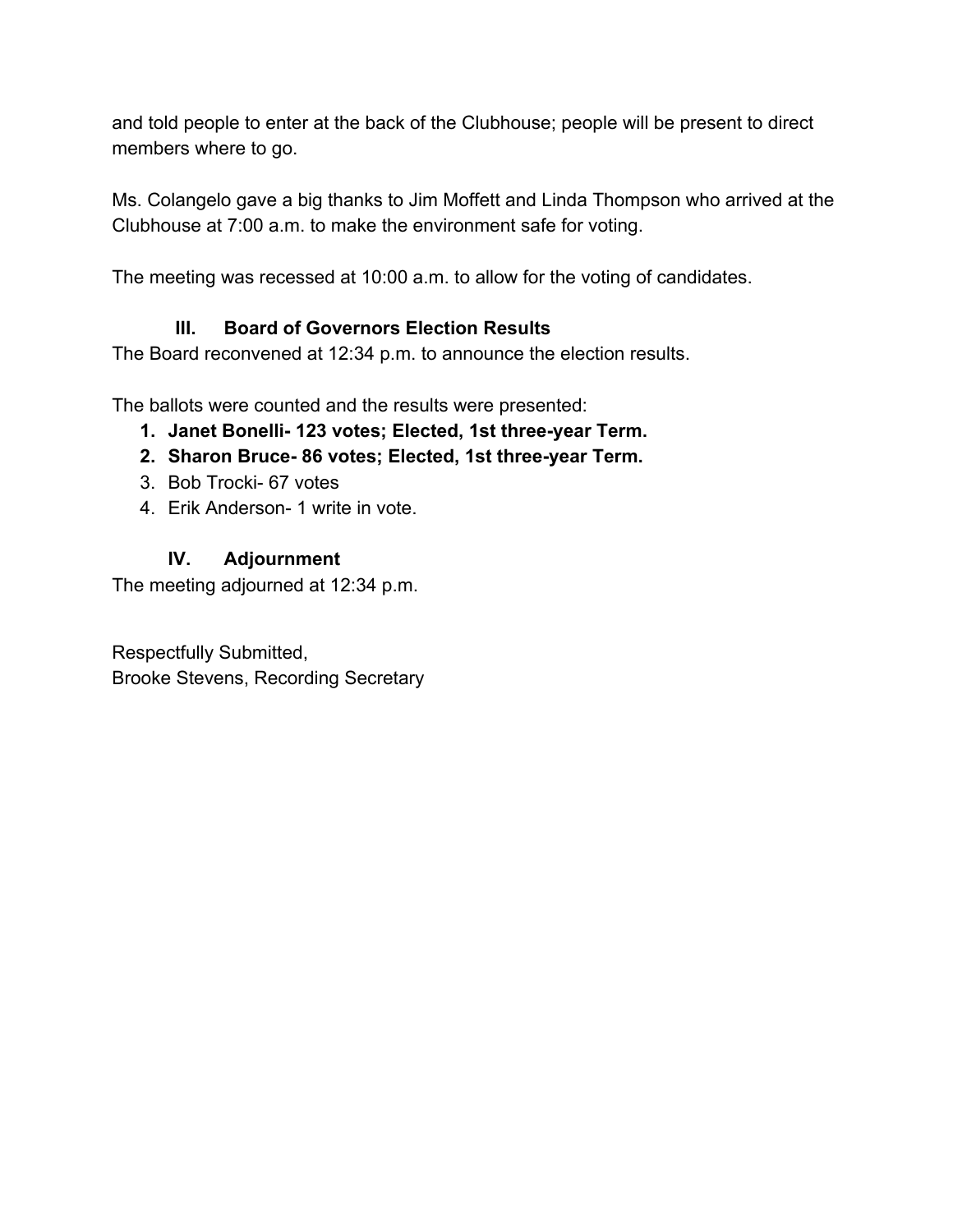and told people to enter at the back of the Clubhouse; people will be present to direct members where to go.

Ms. Colangelo gave a big thanks to Jim Moffett and Linda Thompson who arrived at the Clubhouse at 7:00 a.m. to make the environment safe for voting.

The meeting was recessed at 10:00 a.m. to allow for the voting of candidates.

## III. Board of Governors Election Results

The Board reconvened at 12:34 p.m. to announce the election results.

The ballots were counted and the results were presented:

1. **Janet Bonelli- 123 votes; Elected, 1st three-year Term.**
2. **Sharon Bruce- 86 votes; Elected, 1st three-year Term.**
3. Bob Trocki- 67 votes
4. Erik Anderson- 1 write in vote.

## IV. Adjournment

The meeting adjourned at 12:34 p.m.

Respectfully Submitted,
Brooke Stevens, Recording Secretary